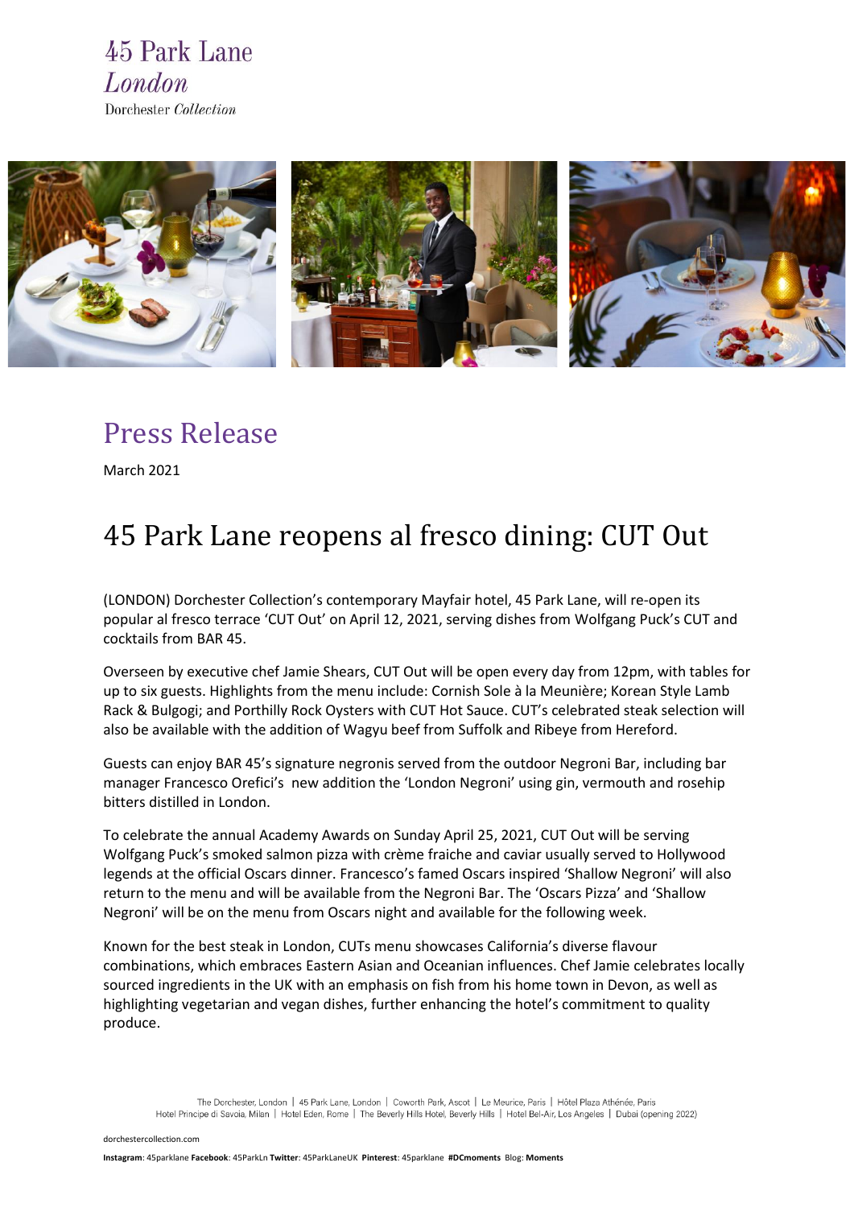45 Park Lane
*London*
Dorchester *Collection*

# Press Release

March 2021

## 45 Park Lane reopens al fresco dining: CUT Out

(LONDON) Dorchester Collection's contemporary Mayfair hotel, 45 Park Lane, will re-open its popular al fresco terrace 'CUT Out' on April 12, 2021, serving dishes from Wolfgang Puck's CUT and cocktails from BAR 45.

Overseen by executive chef Jamie Shears, CUT Out will be open every day from 12pm, with tables for up to six guests. Highlights from the menu include: Cornish Sole à la Meunière; Korean Style Lamb Rack & Bulgogi; and Porthilly Rock Oysters with CUT Hot Sauce. CUT's celebrated steak selection will also be available with the addition of Wagyu beef from Suffolk and Ribeye from Hereford.

Guests can enjoy BAR 45's signature negronis served from the outdoor Negroni Bar, including bar manager Francesco Orefici's new addition the 'London Negroni' using gin, vermouth and rosehip bitters distilled in London.

To celebrate the annual Academy Awards on Sunday April 25, 2021, CUT Out will be serving Wolfgang Puck's smoked salmon pizza with crème fraiche and caviar usually served to Hollywood legends at the official Oscars dinner. Francesco's famed Oscars inspired 'Shallow Negroni' will also return to the menu and will be available from the Negroni Bar. The 'Oscars Pizza' and 'Shallow Negroni' will be on the menu from Oscars night and available for the following week.

Known for the best steak in London, CUTs menu showcases California's diverse flavour combinations, which embraces Eastern Asian and Oceanian influences. Chef Jamie celebrates locally sourced ingredients in the UK with an emphasis on fish from his home town in Devon, as well as highlighting vegetarian and vegan dishes, further enhancing the hotel's commitment to quality produce.

The Dorchester, London | 45 Park Lane, London | Coworth Park, Ascot | Le Meurice, Paris | Hôtel Plaza Athénée, Paris
Hotel Principe di Savoia, Milan | Hotel Eden, Rome | The Beverly Hills Hotel, Beverly Hills | Hotel Bel-Air, Los Angeles | Dubai (opening 2022)

dorchestercollection.com

**Instagram**: 45parklane **Facebook**: 45ParkLn **Twitter**: 45ParkLaneUK **Pinterest**: 45parklane **#DCmoments** Blog: **Moments**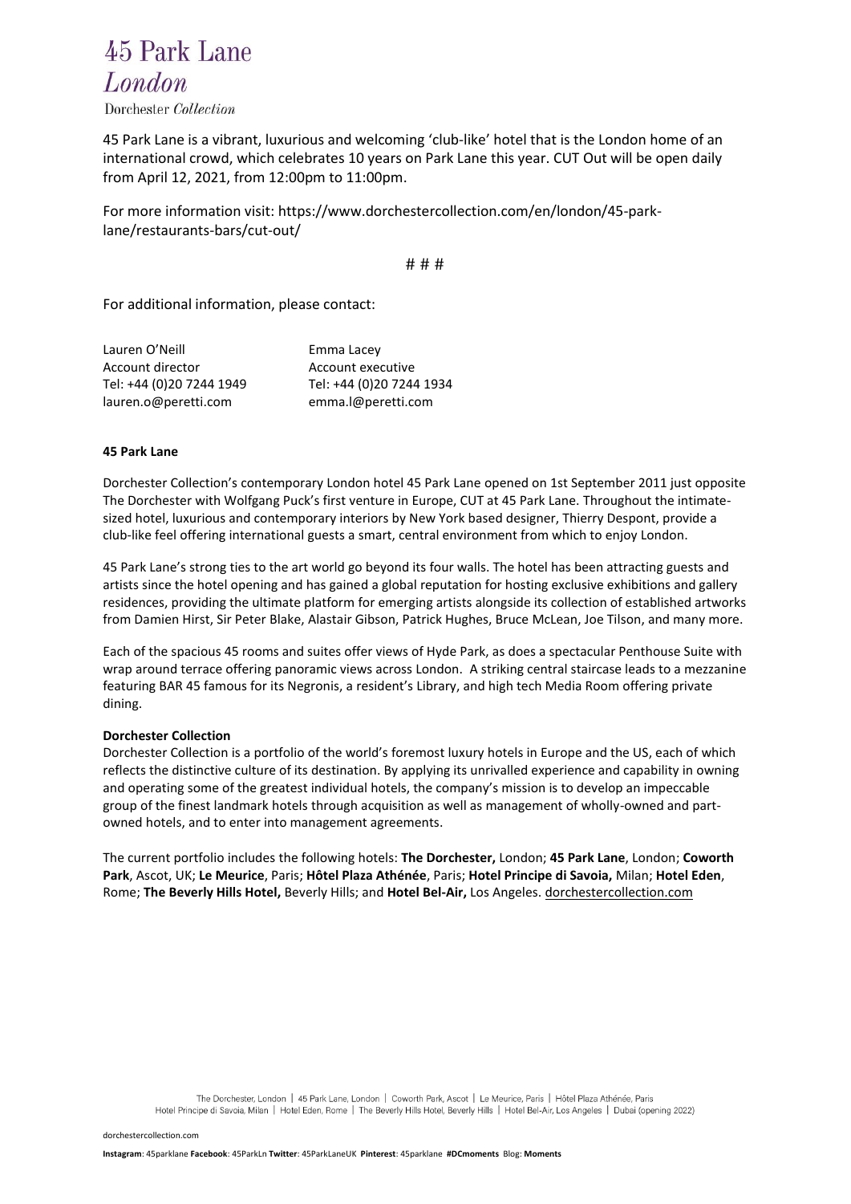45 Park Lane is a vibrant, luxurious and welcoming 'club-like' hotel that is the London home of an international crowd, which celebrates 10 years on Park Lane this year. CUT Out will be open daily from April 12, 2021, from 12:00pm to 11:00pm.

For more information visit: https://www.dorchestercollection.com/en/london/45-park-lane/restaurants-bars/cut-out/

# # #

For additional information, please contact:

| | |
|---|---|
| Lauren O'Neill | Emma Lacey |
| Account director | Account executive |
| Tel: +44 (0)20 7244 1949 | Tel: +44 (0)20 7244 1934 |
| lauren.o@peretti.com | emma.l@peretti.com |

**45 Park Lane**

Dorchester Collection's contemporary London hotel 45 Park Lane opened on 1st September 2011 just opposite The Dorchester with Wolfgang Puck's first venture in Europe, CUT at 45 Park Lane. Throughout the intimate-sized hotel, luxurious and contemporary interiors by New York based designer, Thierry Despont, provide a club-like feel offering international guests a smart, central environment from which to enjoy London.

45 Park Lane's strong ties to the art world go beyond its four walls. The hotel has been attracting guests and artists since the hotel opening and has gained a global reputation for hosting exclusive exhibitions and gallery residences, providing the ultimate platform for emerging artists alongside its collection of established artworks from Damien Hirst, Sir Peter Blake, Alastair Gibson, Patrick Hughes, Bruce McLean, Joe Tilson, and many more.

Each of the spacious 45 rooms and suites offer views of Hyde Park, as does a spectacular Penthouse Suite with wrap around terrace offering panoramic views across London. A striking central staircase leads to a mezzanine featuring BAR 45 famous for its Negronis, a resident's Library, and high tech Media Room offering private dining.

**Dorchester Collection**

Dorchester Collection is a portfolio of the world's foremost luxury hotels in Europe and the US, each of which reflects the distinctive culture of its destination. By applying its unrivalled experience and capability in owning and operating some of the greatest individual hotels, the company's mission is to develop an impeccable group of the finest landmark hotels through acquisition as well as management of wholly-owned and part-owned hotels, and to enter into management agreements.

The current portfolio includes the following hotels: **The Dorchester,** London; **45 Park Lane**, London; **Coworth Park**, Ascot, UK; **Le Meurice**, Paris; **Hôtel Plaza Athénée**, Paris; **Hotel Principe di Savoia,** Milan; **Hotel Eden**, Rome; **The Beverly Hills Hotel,** Beverly Hills; and **Hotel Bel-Air,** Los Angeles. dorchestercollection.com